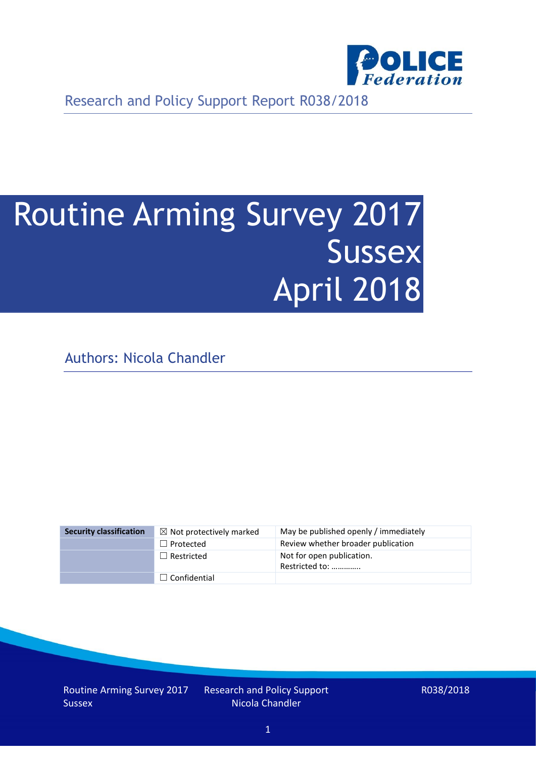Research and Policy Support Report R038/2018

# Routine Arming Survey 2017 Sussex April 2018

Authors: Nicola Chandler

| Security classification | ☒ Not protectively marked | May be published openly / immediately |
|---|---|---|
| | ☐ Protected | Review whether broader publication |
| | ☐ Restricted | Not for open publication. Restricted to: ………….. |
| | ☐ Confidential | |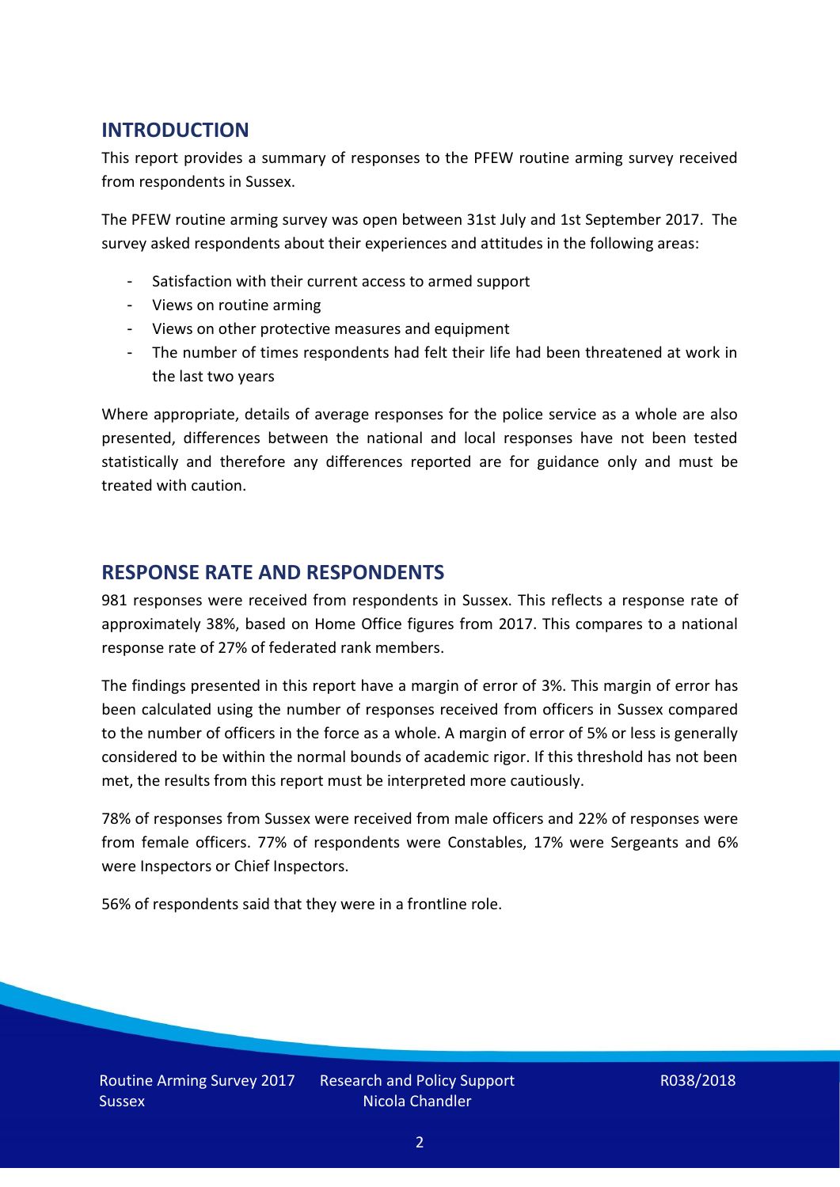## INTRODUCTION

This report provides a summary of responses to the PFEW routine arming survey received from respondents in Sussex.

The PFEW routine arming survey was open between 31st July and 1st September 2017. The survey asked respondents about their experiences and attitudes in the following areas:

- Satisfaction with their current access to armed support
- Views on routine arming
- Views on other protective measures and equipment
- The number of times respondents had felt their life had been threatened at work in the last two years

Where appropriate, details of average responses for the police service as a whole are also presented, differences between the national and local responses have not been tested statistically and therefore any differences reported are for guidance only and must be treated with caution.

## RESPONSE RATE AND RESPONDENTS

981 responses were received from respondents in Sussex. This reflects a response rate of approximately 38%, based on Home Office figures from 2017. This compares to a national response rate of 27% of federated rank members.

The findings presented in this report have a margin of error of 3%. This margin of error has been calculated using the number of responses received from officers in Sussex compared to the number of officers in the force as a whole. A margin of error of 5% or less is generally considered to be within the normal bounds of academic rigor. If this threshold has not been met, the results from this report must be interpreted more cautiously.

78% of responses from Sussex were received from male officers and 22% of responses were from female officers. 77% of respondents were Constables, 17% were Sergeants and 6% were Inspectors or Chief Inspectors.

56% of respondents said that they were in a frontline role.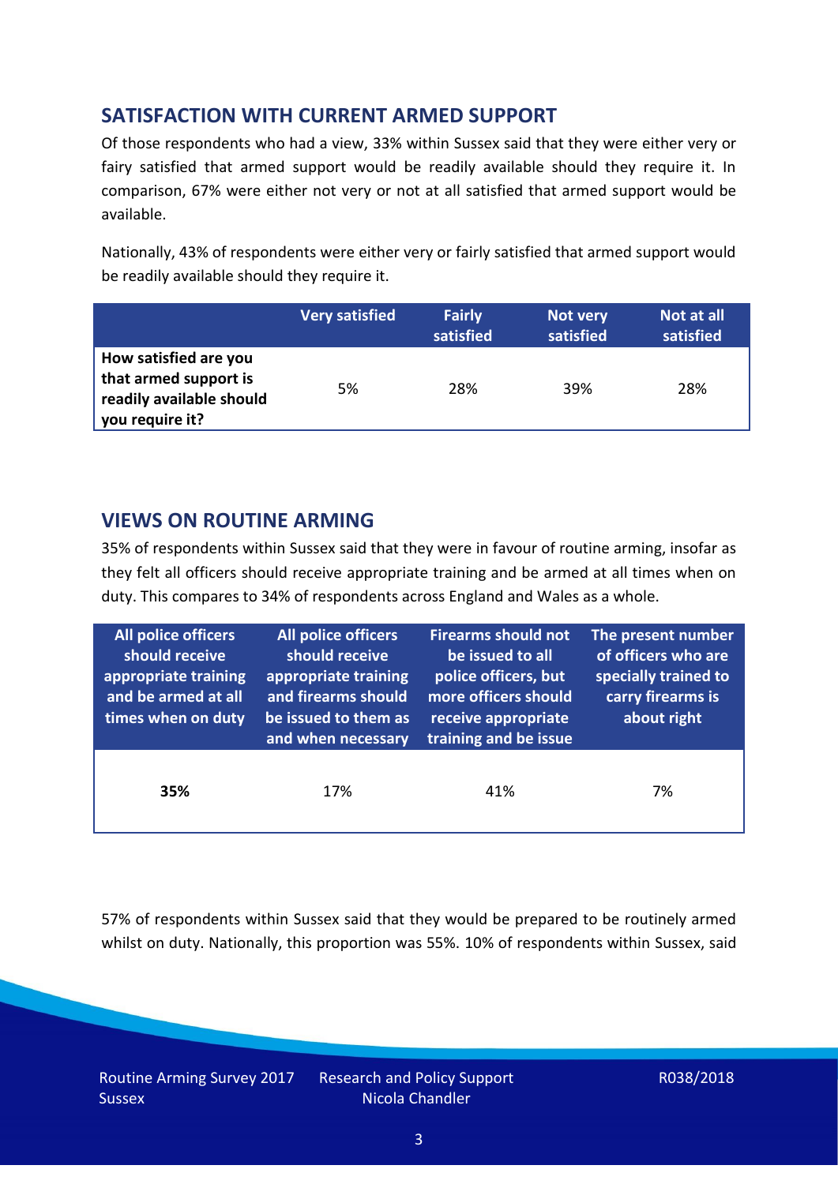## SATISFACTION WITH CURRENT ARMED SUPPORT

Of those respondents who had a view, 33% within Sussex said that they were either very or fairy satisfied that armed support would be readily available should they require it. In comparison, 67% were either not very or not at all satisfied that armed support would be available.

Nationally, 43% of respondents were either very or fairly satisfied that armed support would be readily available should they require it.

| | Very satisfied | Fairly satisfied | Not very satisfied | Not at all satisfied |
|---|---|---|---|---|
| **How satisfied are you that armed support is readily available should you require it?** | 5% | 28% | 39% | 28% |

## VIEWS ON ROUTINE ARMING

35% of respondents within Sussex said that they were in favour of routine arming, insofar as they felt all officers should receive appropriate training and be armed at all times when on duty. This compares to 34% of respondents across England and Wales as a whole.

| All police officers should receive appropriate training and be armed at all times when on duty | All police officers should receive appropriate training and firearms should be issued to them as and when necessary | Firearms should not be issued to all police officers, but more officers should receive appropriate training and be issue | The present number of officers who are specially trained to carry firearms is about right |
|---|---|---|---|
| **35%** | 17% | 41% | 7% |

57% of respondents within Sussex said that they would be prepared to be routinely armed whilst on duty. Nationally, this proportion was 55%. 10% of respondents within Sussex, said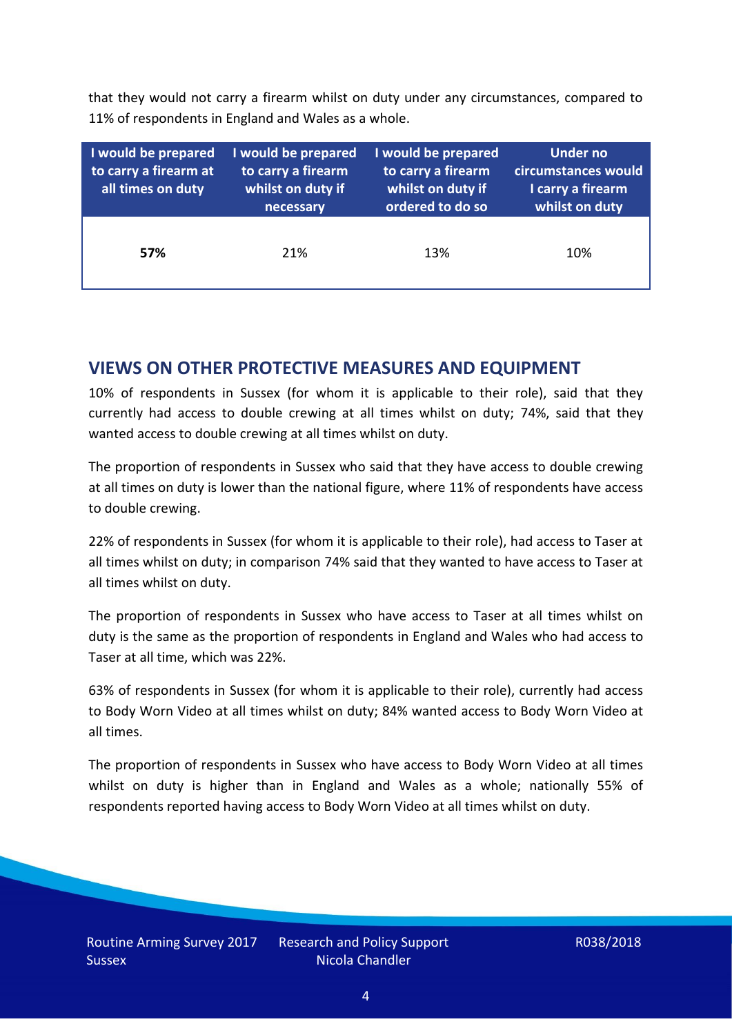that they would not carry a firearm whilst on duty under any circumstances, compared to 11% of respondents in England and Wales as a whole.

| I would be prepared to carry a firearm at all times on duty | I would be prepared to carry a firearm whilst on duty if necessary | I would be prepared to carry a firearm whilst on duty if ordered to do so | Under no circumstances would I carry a firearm whilst on duty |
|---|---|---|---|
| **57%** | 21% | 13% | 10% |

## VIEWS ON OTHER PROTECTIVE MEASURES AND EQUIPMENT

10% of respondents in Sussex (for whom it is applicable to their role), said that they currently had access to double crewing at all times whilst on duty; 74%, said that they wanted access to double crewing at all times whilst on duty.

The proportion of respondents in Sussex who said that they have access to double crewing at all times on duty is lower than the national figure, where 11% of respondents have access to double crewing.

22% of respondents in Sussex (for whom it is applicable to their role), had access to Taser at all times whilst on duty; in comparison 74% said that they wanted to have access to Taser at all times whilst on duty.

The proportion of respondents in Sussex who have access to Taser at all times whilst on duty is the same as the proportion of respondents in England and Wales who had access to Taser at all time, which was 22%.

63% of respondents in Sussex (for whom it is applicable to their role), currently had access to Body Worn Video at all times whilst on duty; 84% wanted access to Body Worn Video at all times.

The proportion of respondents in Sussex who have access to Body Worn Video at all times whilst on duty is higher than in England and Wales as a whole; nationally 55% of respondents reported having access to Body Worn Video at all times whilst on duty.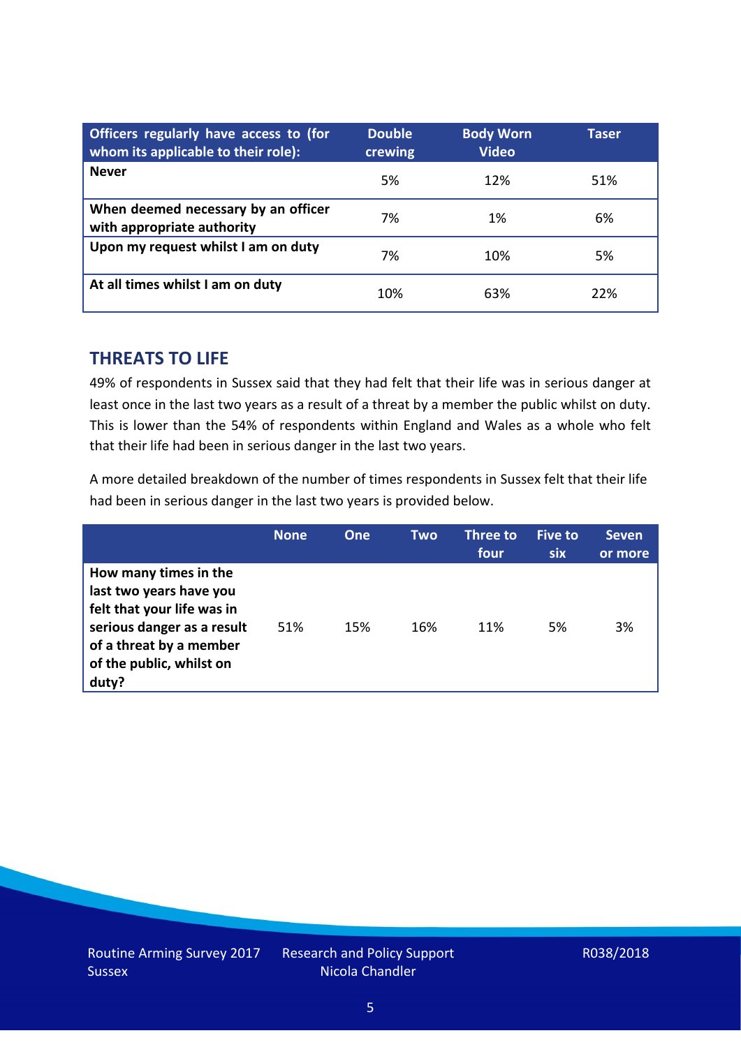| Officers regularly have access to (for whom its applicable to their role): | Double crewing | Body Worn Video | Taser |
|---|---|---|---|
| **Never** | 5% | 12% | 51% |
| **When deemed necessary by an officer with appropriate authority** | 7% | 1% | 6% |
| **Upon my request whilst I am on duty** | 7% | 10% | 5% |
| **At all times whilst I am on duty** | 10% | 63% | 22% |

## THREATS TO LIFE

49% of respondents in Sussex said that they had felt that their life was in serious danger at least once in the last two years as a result of a threat by a member the public whilst on duty. This is lower than the 54% of respondents within England and Wales as a whole who felt that their life had been in serious danger in the last two years.

A more detailed breakdown of the number of times respondents in Sussex felt that their life had been in serious danger in the last two years is provided below.

| | None | One | Two | Three to four | Five to six | Seven or more |
|---|---|---|---|---|---|---|
| **How many times in the last two years have you felt that your life was in serious danger as a result of a threat by a member of the public, whilst on duty?** | 51% | 15% | 16% | 11% | 5% | 3% |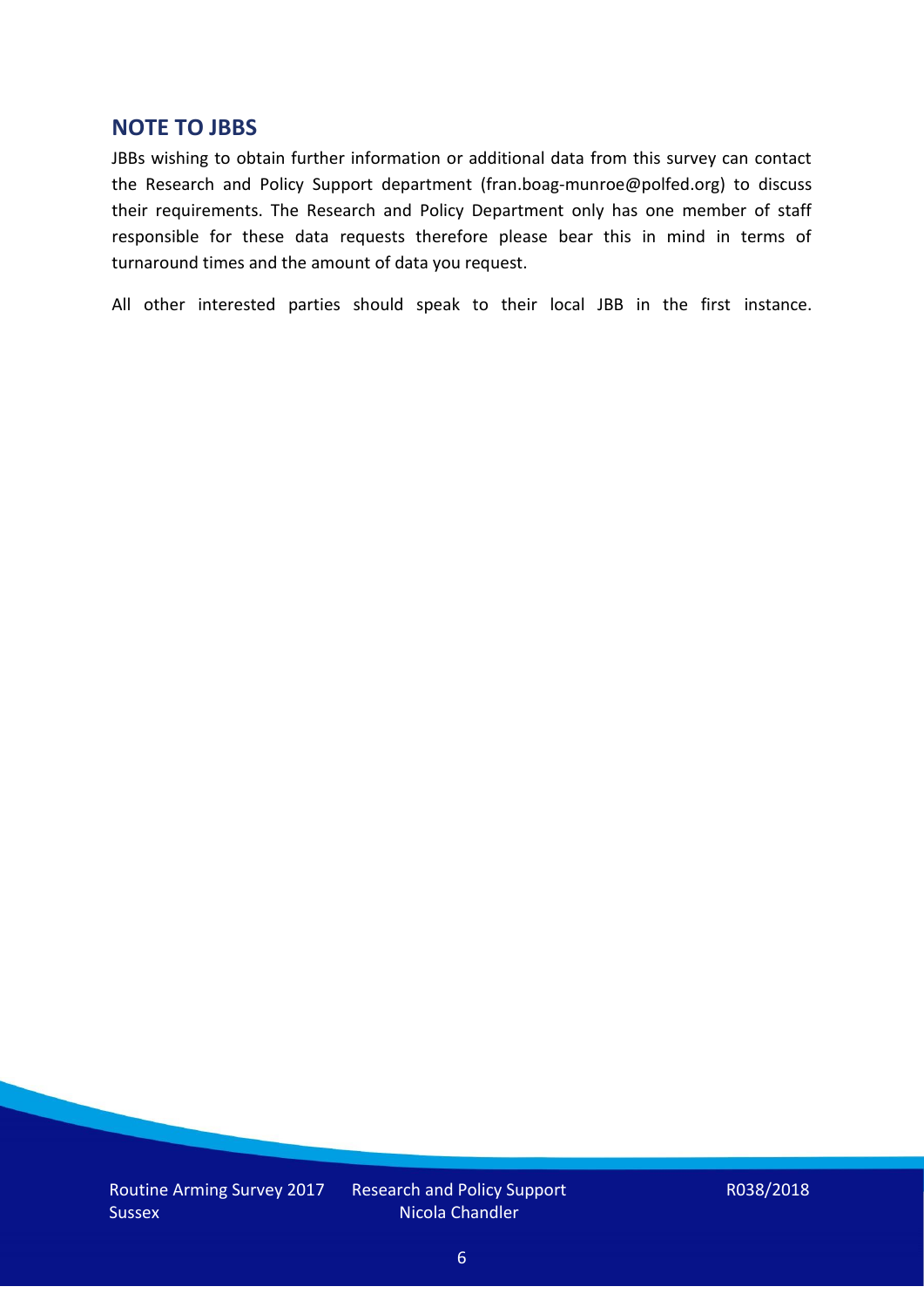## NOTE TO JBBS

JBBs wishing to obtain further information or additional data from this survey can contact the Research and Policy Support department (fran.boag-munroe@polfed.org) to discuss their requirements. The Research and Policy Department only has one member of staff responsible for these data requests therefore please bear this in mind in terms of turnaround times and the amount of data you request.

All other interested parties should speak to their local JBB in the first instance.